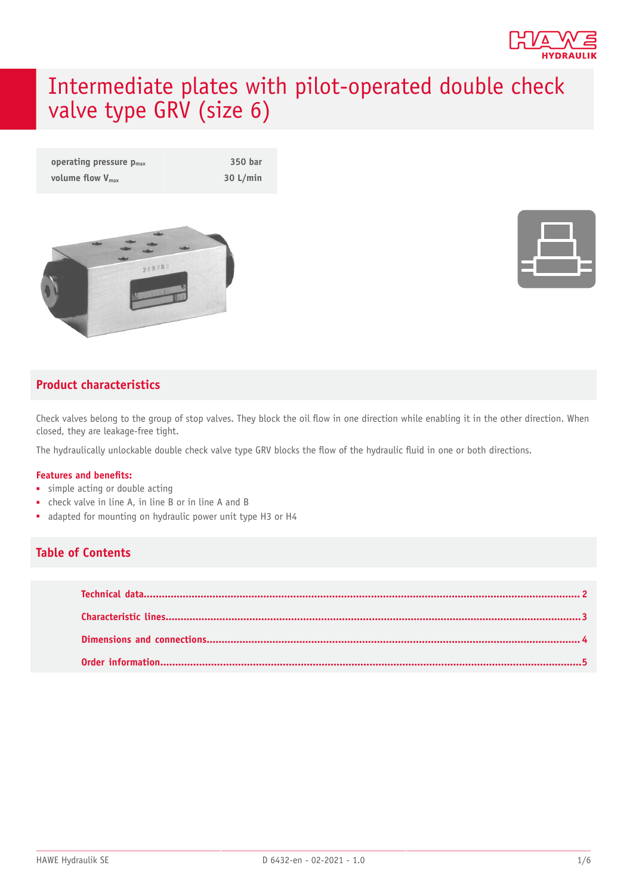# Intermediate plates with pilot-operated double check valve type GRV (size 6)

| | |
|---|---|
| operating pressure $p_{max}$ | 350 bar |
| volume flow $V_{max}$ | 30 L/min |

## Product characteristics

Check valves belong to the group of stop valves. They block the oil flow in one direction while enabling it in the other direction. When closed, they are leakage-free tight.

The hydraulically unlockable double check valve type GRV blocks the flow of the hydraulic fluid in one or both directions.

**Features and benefits:**

- simple acting or double acting
- check valve in line A, in line B or in line A and B
- adapted for mounting on hydraulic power unit type H3 or H4

## Table of Contents

| | |
|---|---|
| Technical data | 2 |
| Characteristic lines | 3 |
| Dimensions and connections | 4 |
| Order information | 5 |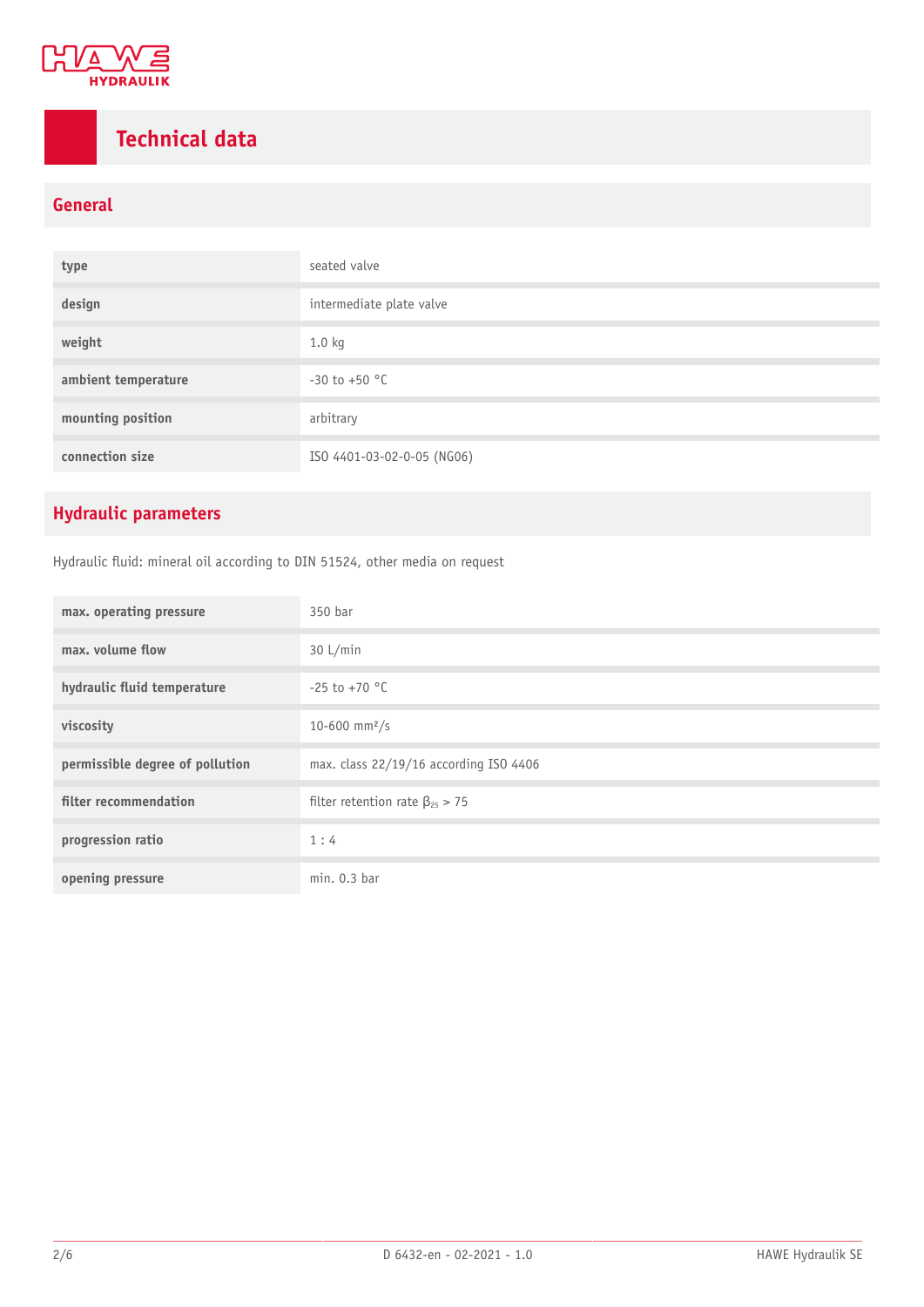# Technical data

## General

| | |
|---|---|
| type | seated valve |
| design | intermediate plate valve |
| weight | 1.0 kg |
| ambient temperature | -30 to +50 °C |
| mounting position | arbitrary |
| connection size | ISO 4401-03-02-0-05 (NG06) |

## Hydraulic parameters

Hydraulic fluid: mineral oil according to DIN 51524, other media on request

| | |
|---|---|
| max. operating pressure | 350 bar |
| max. volume flow | 30 L/min |
| hydraulic fluid temperature | -25 to +70 °C |
| viscosity | 10-600 $mm^2/s$ |
| permissible degree of pollution | max. class 22/19/16 according ISO 4406 |
| filter recommendation | filter retention rate $\beta_{25} > 75$ |
| progression ratio | 1 : 4 |
| opening pressure | min. 0.3 bar |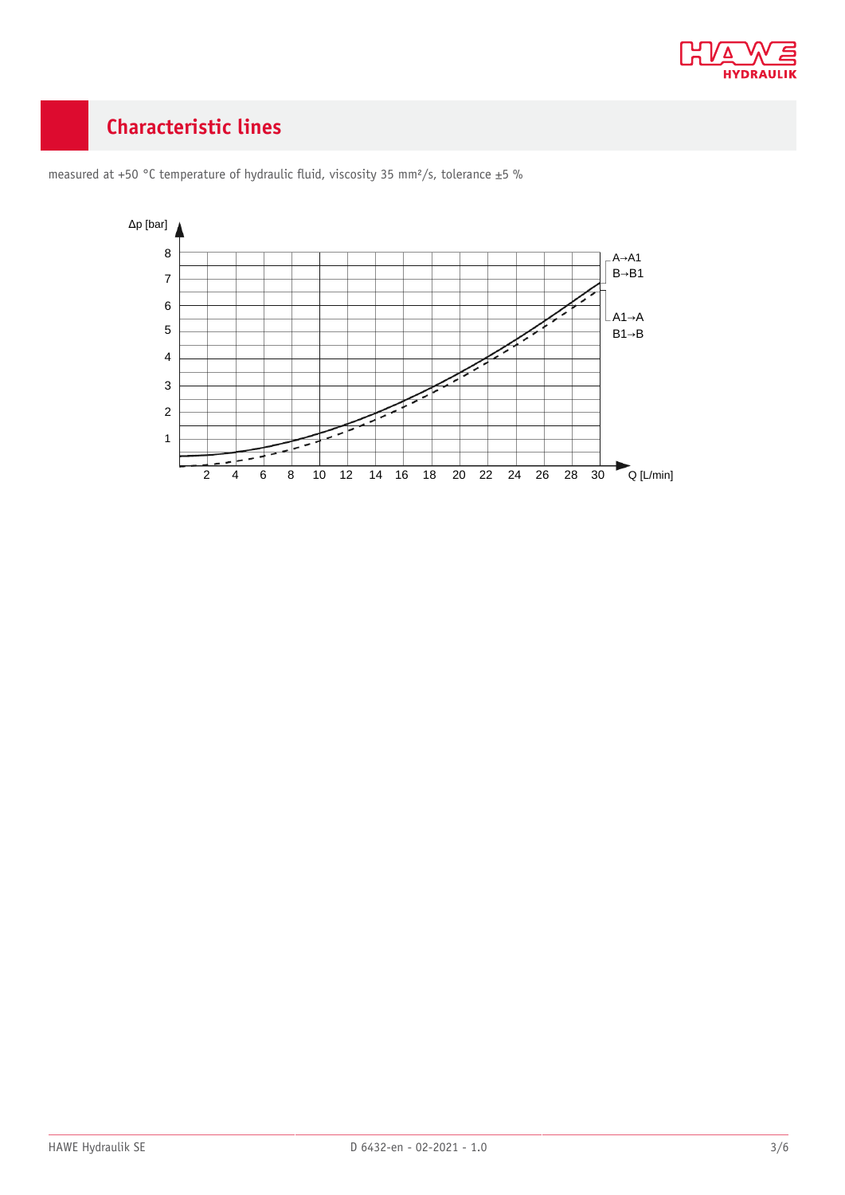## Characteristic lines

measured at +50 °C temperature of hydraulic fluid, viscosity 35 mm²/s, tolerance ±5 %

Δp [bar]

A→A1
B→B1

A1→A
B1→B

Q [L/min]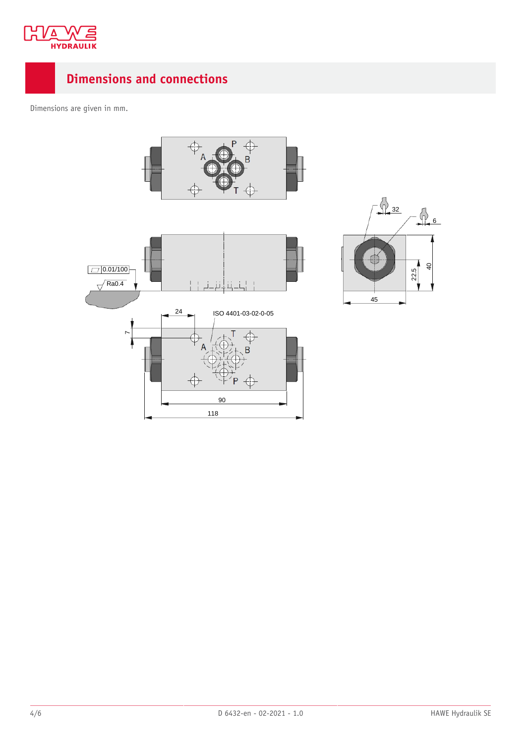## Dimensions and connections

Dimensions are given in mm.

0.01/100

Ra0.4

24

ISO 4401-03-02-0-05

7

90

118

32

6

40

22.5

45

P A B T

T A B P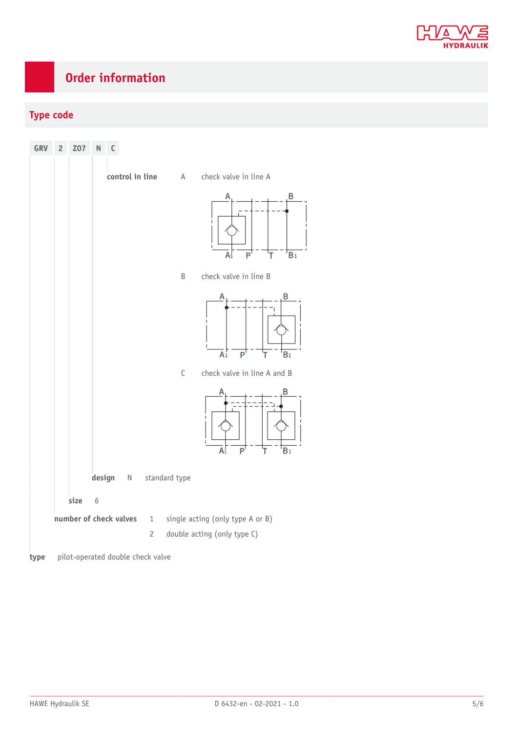# Order information

## Type code

| GRV | 2 | Z07 | N | C |
|---|---|---|---|---|

**control in line**

A  check valve in line A

B  check valve in line B

C  check valve in line A and B

**design**  N  standard type

**size**  6

**number of check valves**

1  single acting (only type A or B)

2  double acting (only type C)

**type**  pilot-operated double check valve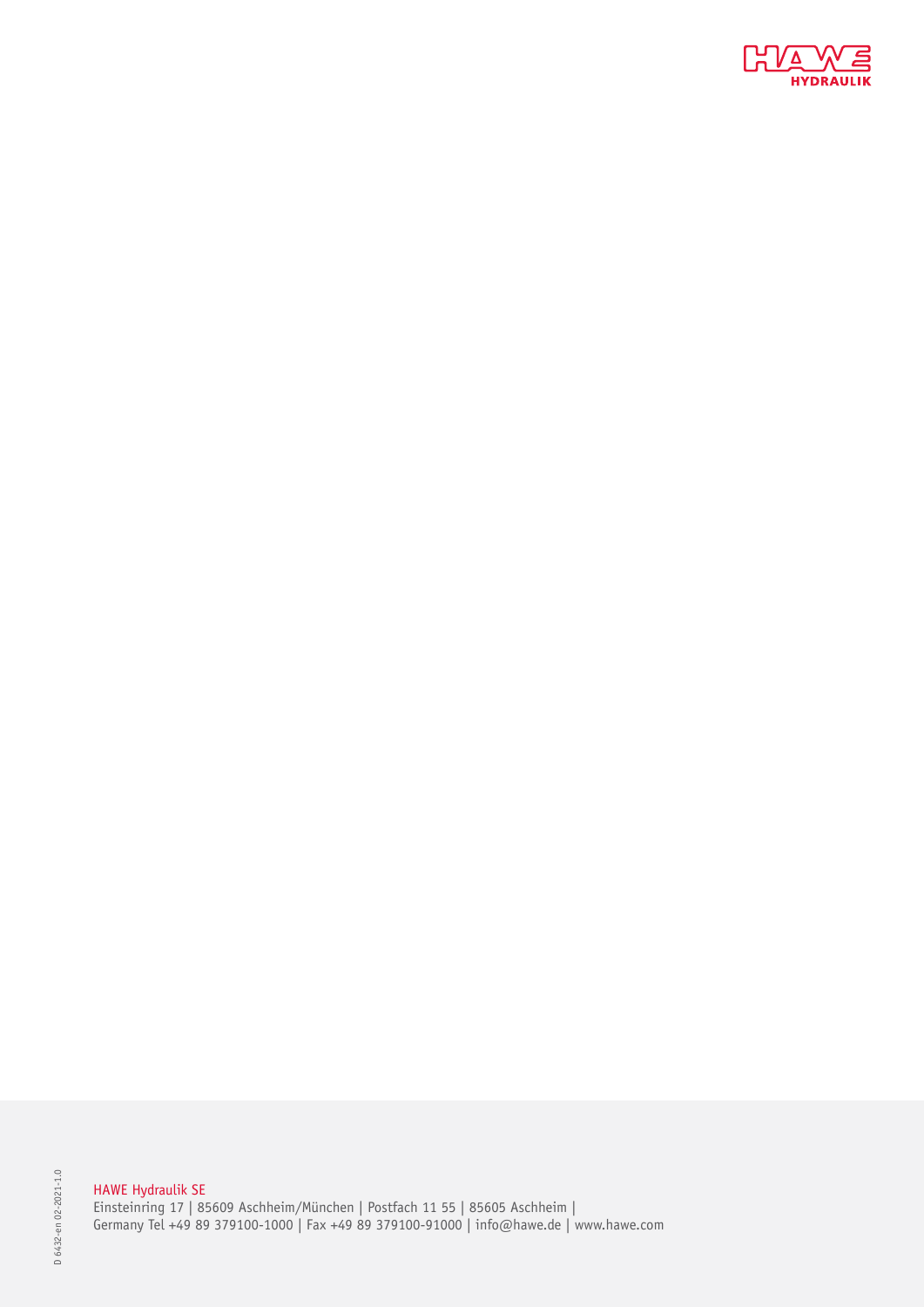HAWE Hydraulik SE
Einsteinring 17 | 85609 Aschheim/München | Postfach 11 55 | 85605 Aschheim |
Germany Tel +49 89 379100-1000 | Fax +49 89 379100-91000 | info@hawe.de | www.hawe.com

D 6432-en 02-2021-1.0